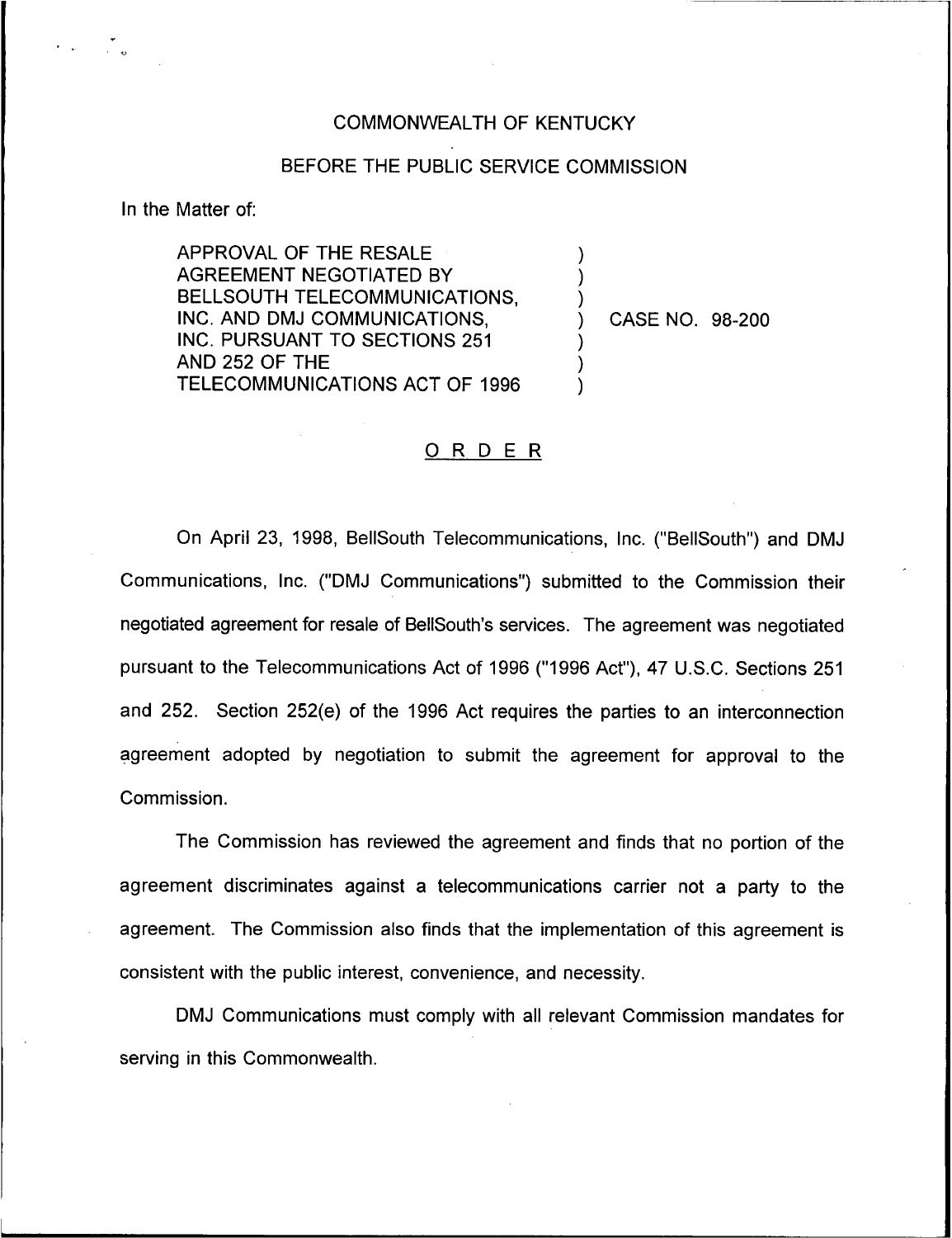COMMONWEALTH OF KENTUCKY

BEFORE THE PUBLIC SERVICE COMMISSION

In the Matter of:

| | | |
|---|---|---|
| APPROVAL OF THE RESALE AGREEMENT NEGOTIATED BY BELLSOUTH TELECOMMUNICATIONS, INC. AND DMJ COMMUNICATIONS, INC. PURSUANT TO SECTIONS 251 AND 252 OF THE TELECOMMUNICATIONS ACT OF 1996 | ) | CASE NO. 98-200 |

## ORDER

On April 23, 1998, BellSouth Telecommunications, Inc. ("BellSouth") and DMJ Communications, Inc. ("DMJ Communications") submitted to the Commission their negotiated agreement for resale of BellSouth's services. The agreement was negotiated pursuant to the Telecommunications Act of 1996 ("1996 Act"), 47 U.S.C. Sections 251 and 252. Section 252(e) of the 1996 Act requires the parties to an interconnection agreement adopted by negotiation to submit the agreement for approval to the Commission.

The Commission has reviewed the agreement and finds that no portion of the agreement discriminates against a telecommunications carrier not a party to the agreement. The Commission also finds that the implementation of this agreement is consistent with the public interest, convenience, and necessity.

DMJ Communications must comply with all relevant Commission mandates for serving in this Commonwealth.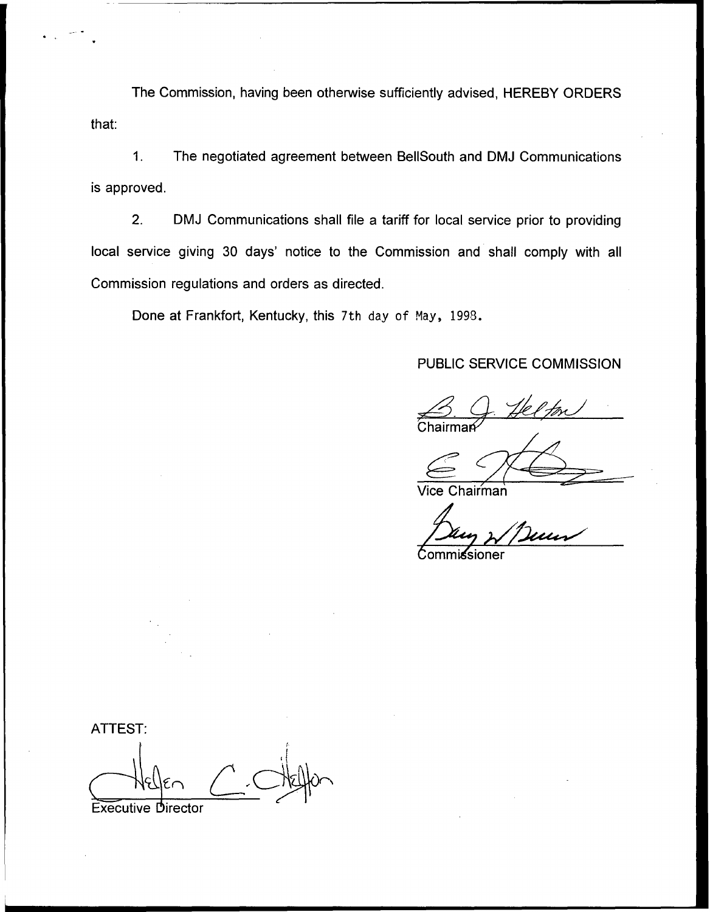The Commission, having been otherwise sufficiently advised, HEREBY ORDERS that:

1. The negotiated agreement between BellSouth and DMJ Communications is approved.

2. DMJ Communications shall file a tariff for local service prior to providing local service giving 30 days' notice to the Commission and shall comply with all Commission regulations and orders as directed.

Done at Frankfort, Kentucky, this 7th day of May, 1998.

PUBLIC SERVICE COMMISSION

Chairman

Vice Chairman

Commissioner

ATTEST:

Executive Director